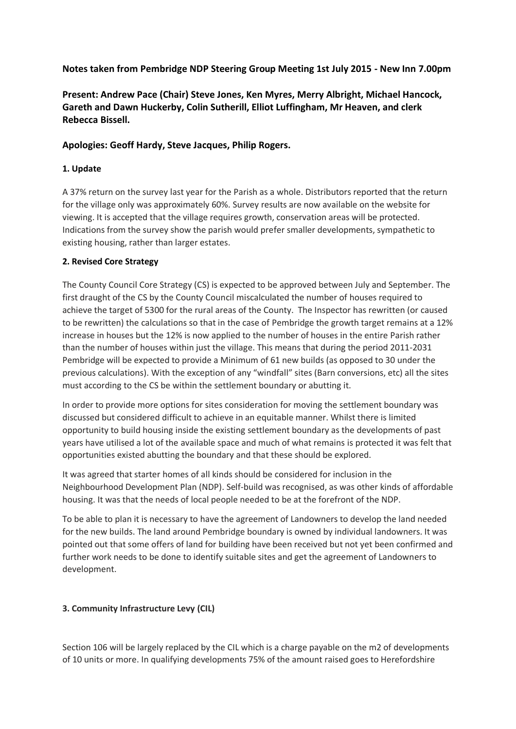**Notes taken from Pembridge NDP Steering Group Meeting 1st July 2015 - New Inn 7.00pm**

**Present: Andrew Pace (Chair) Steve Jones, Ken Myres, Merry Albright, Michael Hancock, Gareth and Dawn Huckerby, Colin Sutherill, Elliot Luffingham, Mr Heaven, and clerk Rebecca Bissell.**

**Apologies: Geoff Hardy, Steve Jacques, Philip Rogers.**

### 1. Update

A 37% return on the survey last year for the Parish as a whole. Distributors reported that the return for the village only was approximately 60%. Survey results are now available on the website for viewing. It is accepted that the village requires growth, conservation areas will be protected. Indications from the survey show the parish would prefer smaller developments, sympathetic to existing housing, rather than larger estates.

### 2. Revised Core Strategy

The County Council Core Strategy (CS) is expected to be approved between July and September. The first draught of the CS by the County Council miscalculated the number of houses required to achieve the target of 5300 for the rural areas of the County. The Inspector has rewritten (or caused to be rewritten) the calculations so that in the case of Pembridge the growth target remains at a 12% increase in houses but the 12% is now applied to the number of houses in the entire Parish rather than the number of houses within just the village. This means that during the period 2011-2031 Pembridge will be expected to provide a Minimum of 61 new builds (as opposed to 30 under the previous calculations). With the exception of any "windfall" sites (Barn conversions, etc) all the sites must according to the CS be within the settlement boundary or abutting it.

In order to provide more options for sites consideration for moving the settlement boundary was discussed but considered difficult to achieve in an equitable manner. Whilst there is limited opportunity to build housing inside the existing settlement boundary as the developments of past years have utilised a lot of the available space and much of what remains is protected it was felt that opportunities existed abutting the boundary and that these should be explored.

It was agreed that starter homes of all kinds should be considered for inclusion in the Neighbourhood Development Plan (NDP). Self-build was recognised, as was other kinds of affordable housing. It was that the needs of local people needed to be at the forefront of the NDP.

To be able to plan it is necessary to have the agreement of Landowners to develop the land needed for the new builds. The land around Pembridge boundary is owned by individual landowners. It was pointed out that some offers of land for building have been received but not yet been confirmed and further work needs to be done to identify suitable sites and get the agreement of Landowners to development.

### 3. Community Infrastructure Levy (CIL)

Section 106 will be largely replaced by the CIL which is a charge payable on the m2 of developments of 10 units or more. In qualifying developments 75% of the amount raised goes to Herefordshire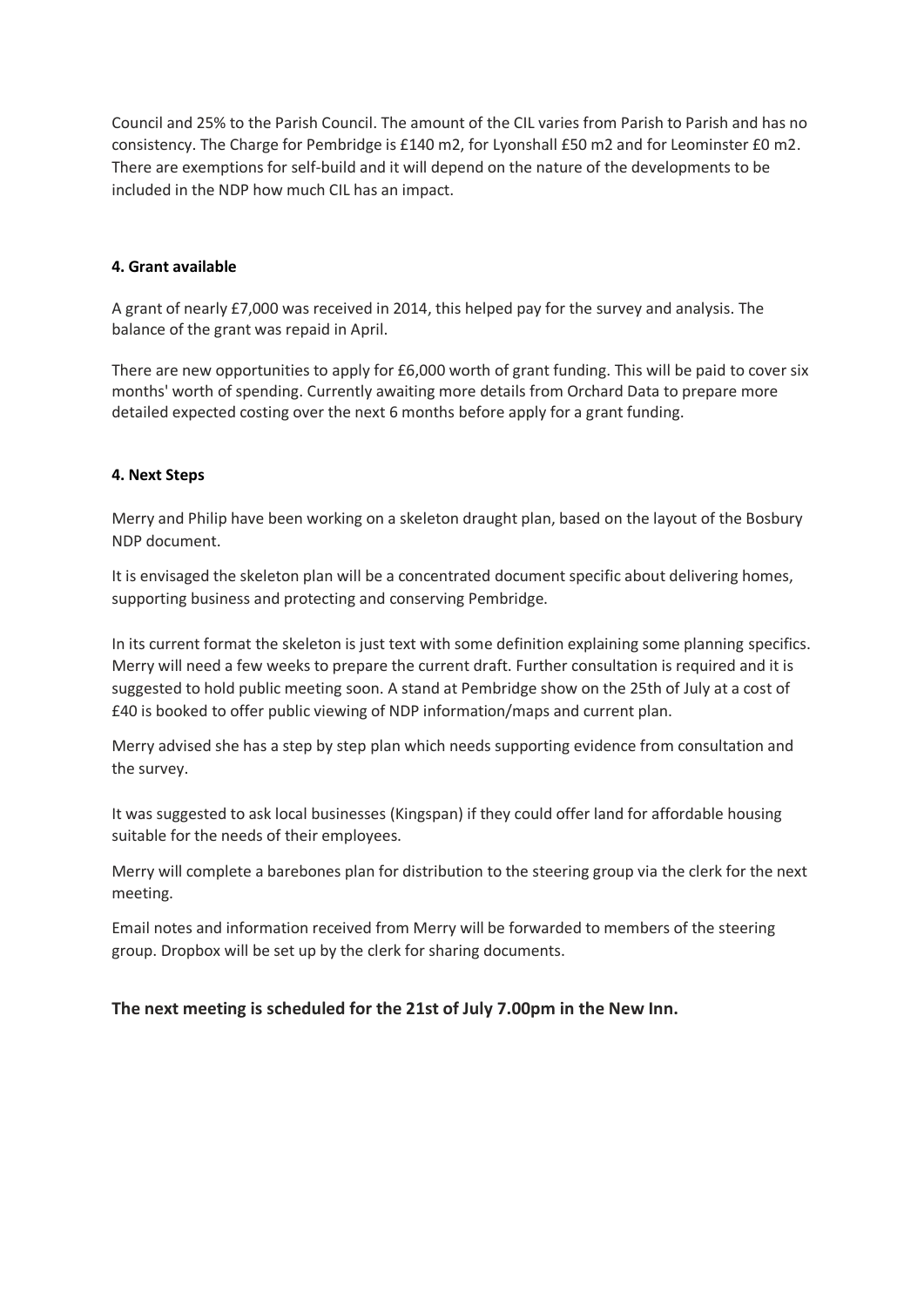Council and 25% to the Parish Council. The amount of the CIL varies from Parish to Parish and has no consistency. The Charge for Pembridge is £140 m2, for Lyonshall £50 m2 and for Leominster £0 m2. There are exemptions for self-build and it will depend on the nature of the developments to be included in the NDP how much CIL has an impact.

**4. Grant available**

A grant of nearly £7,000 was received in 2014, this helped pay for the survey and analysis. The balance of the grant was repaid in April.

There are new opportunities to apply for £6,000 worth of grant funding. This will be paid to cover six months' worth of spending. Currently awaiting more details from Orchard Data to prepare more detailed expected costing over the next 6 months before apply for a grant funding.

**4. Next Steps**

Merry and Philip have been working on a skeleton draught plan, based on the layout of the Bosbury NDP document.

It is envisaged the skeleton plan will be a concentrated document specific about delivering homes, supporting business and protecting and conserving Pembridge.

In its current format the skeleton is just text with some definition explaining some planning specifics. Merry will need a few weeks to prepare the current draft. Further consultation is required and it is suggested to hold public meeting soon. A stand at Pembridge show on the 25th of July at a cost of £40 is booked to offer public viewing of NDP information/maps and current plan.

Merry advised she has a step by step plan which needs supporting evidence from consultation and the survey.

It was suggested to ask local businesses (Kingspan) if they could offer land for affordable housing suitable for the needs of their employees.

Merry will complete a barebones plan for distribution to the steering group via the clerk for the next meeting.

Email notes and information received from Merry will be forwarded to members of the steering group. Dropbox will be set up by the clerk for sharing documents.

**The next meeting is scheduled for the 21st of July 7.00pm in the New Inn.**